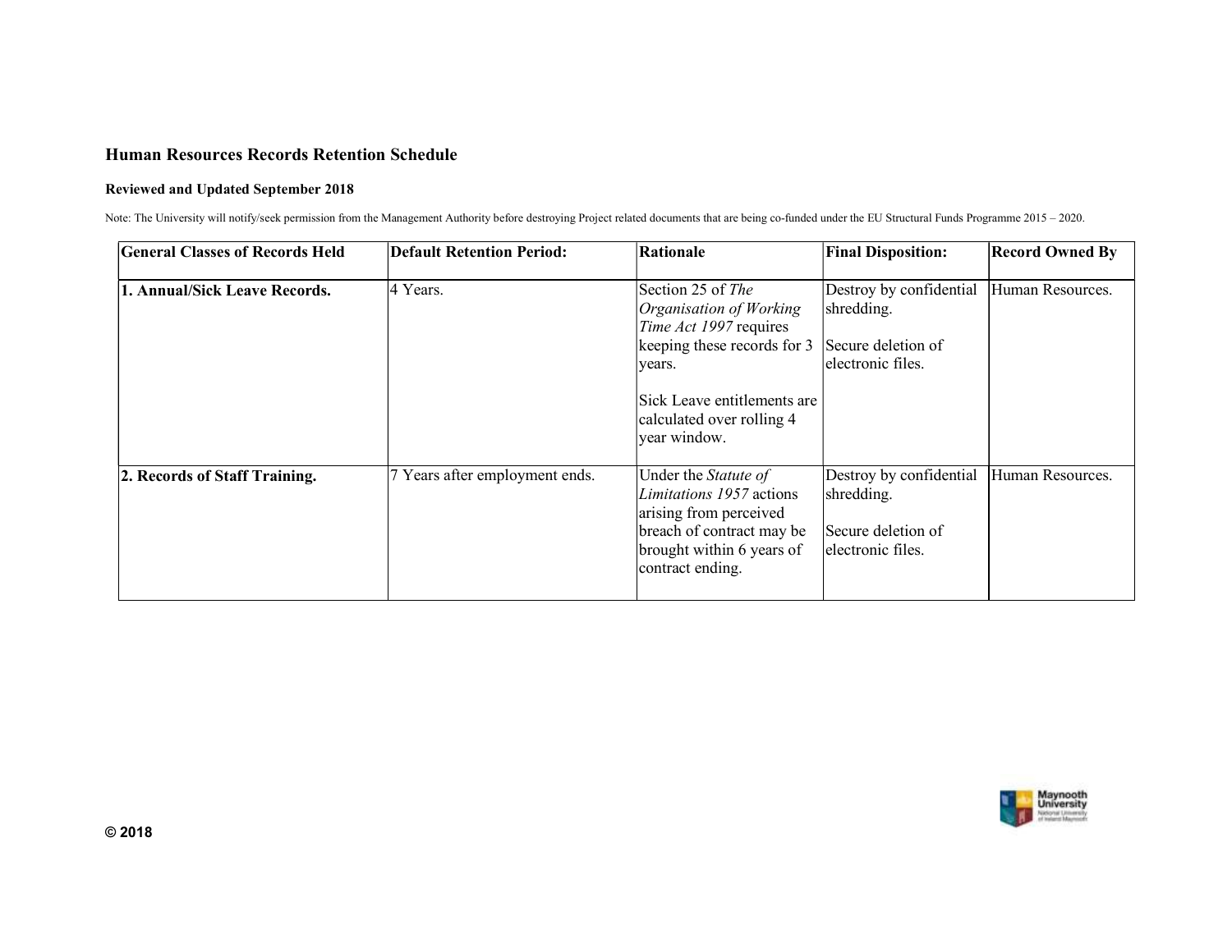## Human Resources Records Retention Schedule

**Reviewed and Updated September 2018**

Note: The University will notify/seek permission from the Management Authority before destroying Project related documents that are being co-funded under the EU Structural Funds Programme 2015 – 2020.

| General Classes of Records Held | Default Retention Period: | Rationale | Final Disposition: | Record Owned By |
|---|---|---|---|---|
| **1. Annual/Sick Leave Records.** | 4 Years. | Section 25 of *The Organisation of Working Time Act 1997* requires keeping these records for 3 years.<br><br>Sick Leave entitlements are calculated over rolling 4 year window. | Destroy by confidential shredding.<br><br>Secure deletion of electronic files. | Human Resources. |
| **2. Records of Staff Training.** | 7 Years after employment ends. | Under the *Statute of Limitations 1957* actions arising from perceived breach of contract may be brought within 6 years of contract ending. | Destroy by confidential shredding.<br><br>Secure deletion of electronic files. | Human Resources. |

© 2018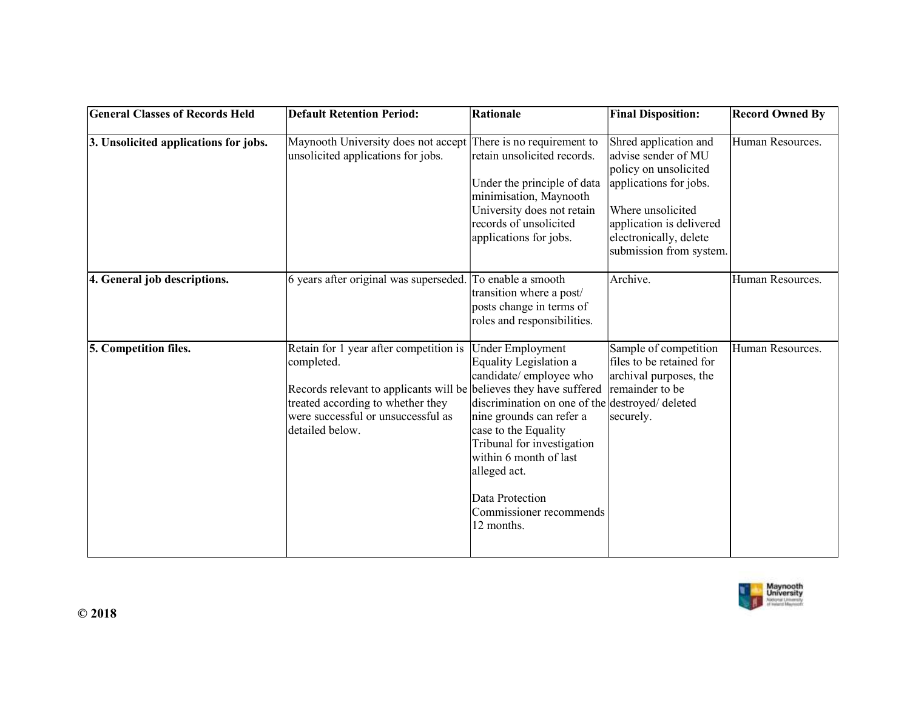| General Classes of Records Held | Default Retention Period: | Rationale | Final Disposition: | Record Owned By |
|---|---|---|---|---|
| **3. Unsolicited applications for jobs.** | Maynooth University does not accept unsolicited applications for jobs. | There is no requirement to retain unsolicited records.<br><br>Under the principle of data minimisation, Maynooth University does not retain records of unsolicited applications for jobs. | Shred application and advise sender of MU policy on unsolicited applications for jobs.<br><br>Where unsolicited application is delivered electronically, delete submission from system. | Human Resources. |
| **4. General job descriptions.** | 6 years after original was superseded. | To enable a smooth transition where a post/ posts change in terms of roles and responsibilities. | Archive. | Human Resources. |
| **5. Competition files.** | Retain for 1 year after competition is completed.<br><br>Records relevant to applicants will be treated according to whether they were successful or unsuccessful as detailed below. | Under Employment Equality Legislation a candidate/ employee who believes they have suffered discrimination on one of the nine grounds can refer a case to the Equality Tribunal for investigation within 6 month of last alleged act.<br><br>Data Protection Commissioner recommends 12 months. | Sample of competition files to be retained for archival purposes, the remainder to be destroyed/ deleted securely. | Human Resources. |

**© 2018**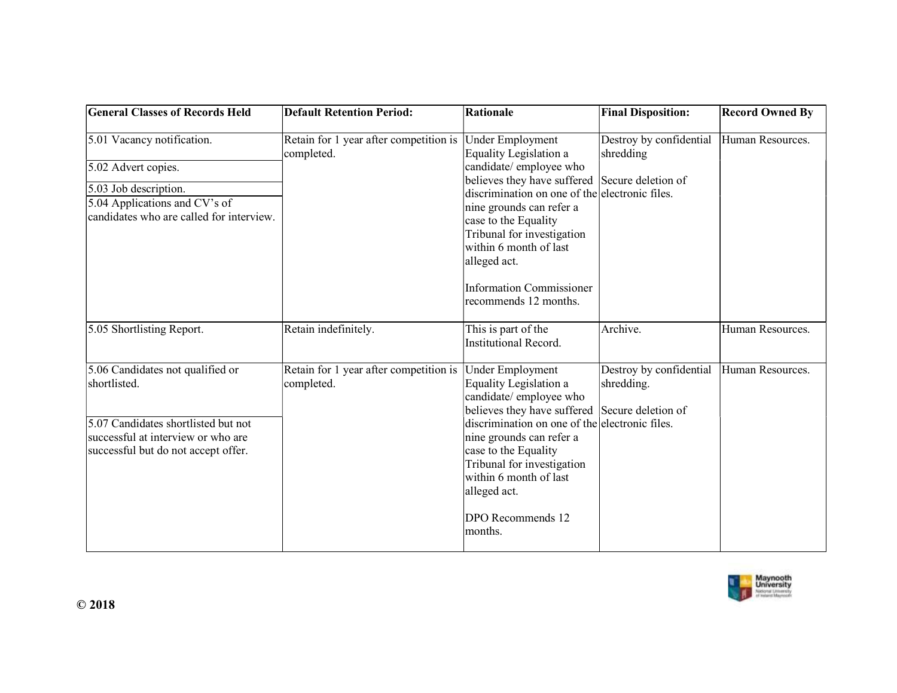| General Classes of Records Held | Default Retention Period: | Rationale | Final Disposition: | Record Owned By |
|---|---|---|---|---|
| 5.01 Vacancy notification.<br>5.02 Advert copies.<br>5.03 Job description.<br>5.04 Applications and CV's of candidates who are called for interview. | Retain for 1 year after competition is completed. | Under Employment Equality Legislation a candidate/ employee who believes they have suffered discrimination on one of the nine grounds can refer a case to the Equality Tribunal for investigation within 6 month of last alleged act.<br><br>Information Commissioner recommends 12 months. | Destroy by confidential shredding<br><br>Secure deletion of electronic files. | Human Resources. |
| 5.05 Shortlisting Report. | Retain indefinitely. | This is part of the Institutional Record. | Archive. | Human Resources. |
| 5.06 Candidates not qualified or shortlisted.<br><br>5.07 Candidates shortlisted but not successful at interview or who are successful but do not accept offer. | Retain for 1 year after competition is completed. | Under Employment Equality Legislation a candidate/ employee who believes they have suffered discrimination on one of the nine grounds can refer a case to the Equality Tribunal for investigation within 6 month of last alleged act.<br><br>DPO Recommends 12 months. | Destroy by confidential shredding.<br><br>Secure deletion of electronic files. | Human Resources. |

© 2018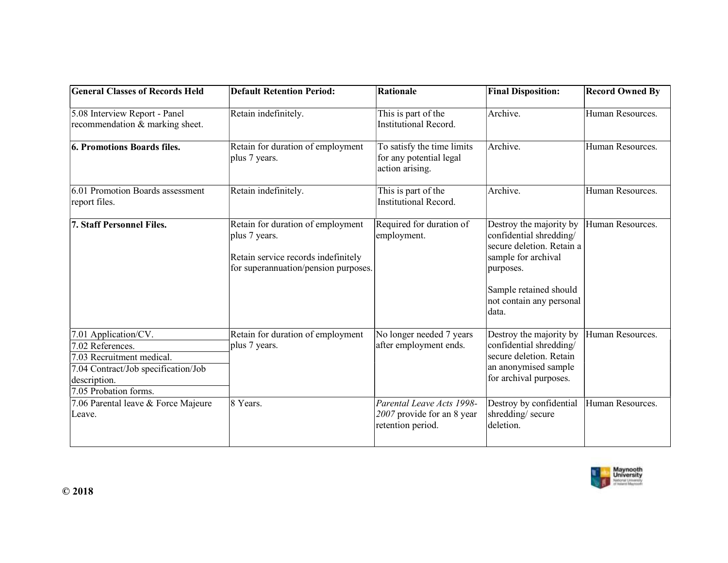| General Classes of Records Held | Default Retention Period: | Rationale | Final Disposition: | Record Owned By |
|---|---|---|---|---|
| 5.08 Interview Report - Panel recommendation & marking sheet. | Retain indefinitely. | This is part of the Institutional Record. | Archive. | Human Resources. |
| **6. Promotions Boards files.** | Retain for duration of employment plus 7 years. | To satisfy the time limits for any potential legal action arising. | Archive. | Human Resources. |
| 6.01 Promotion Boards assessment report files. | Retain indefinitely. | This is part of the Institutional Record. | Archive. | Human Resources. |
| **7. Staff Personnel Files.** | Retain for duration of employment plus 7 years.<br><br>Retain service records indefinitely for superannuation/pension purposes. | Required for duration of employment. | Destroy the majority by confidential shredding/ secure deletion. Retain a sample for archival purposes.<br><br>Sample retained should not contain any personal data. | Human Resources. |
| 7.01 Application/CV.<br>7.02 References.<br>7.03 Recruitment medical.<br>7.04 Contract/Job specification/Job description.<br>7.05 Probation forms. | Retain for duration of employment plus 7 years. | No longer needed 7 years after employment ends. | Destroy the majority by confidential shredding/ secure deletion. Retain an anonymised sample for archival purposes. | Human Resources. |
| 7.06 Parental leave & Force Majeure Leave. | 8 Years. | *Parental Leave Acts 1998-2007* provide for an 8 year retention period. | Destroy by confidential shredding/ secure deletion. | Human Resources. |

© 2018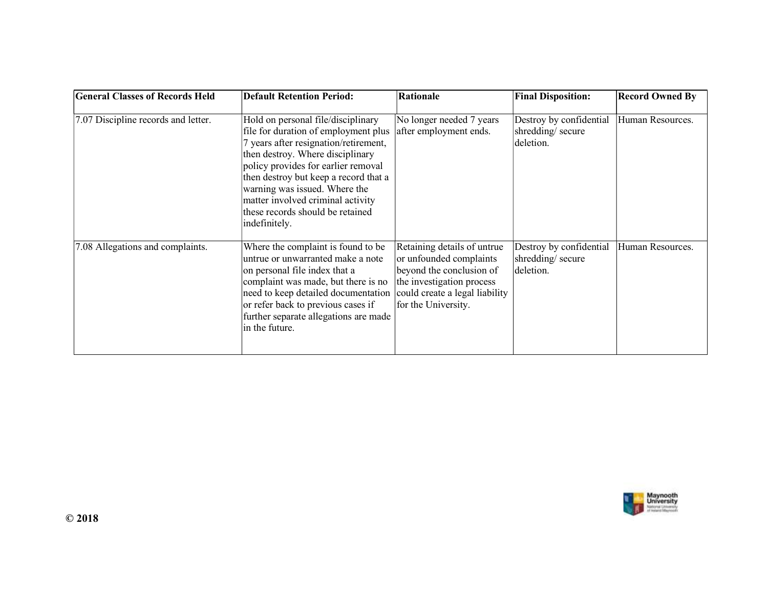| General Classes of Records Held | Default Retention Period: | Rationale | Final Disposition: | Record Owned By |
|---|---|---|---|---|
| 7.07 Discipline records and letter. | Hold on personal file/disciplinary file for duration of employment plus 7 years after resignation/retirement, then destroy. Where disciplinary policy provides for earlier removal then destroy but keep a record that a warning was issued. Where the matter involved criminal activity these records should be retained indefinitely. | No longer needed 7 years after employment ends. | Destroy by confidential shredding/ secure deletion. | Human Resources. |
| 7.08 Allegations and complaints. | Where the complaint is found to be untrue or unwarranted make a note on personal file index that a complaint was made, but there is no need to keep detailed documentation or refer back to previous cases if further separate allegations are made in the future. | Retaining details of untrue or unfounded complaints beyond the conclusion of the investigation process could create a legal liability for the University. | Destroy by confidential shredding/ secure deletion. | Human Resources. |

**© 2018**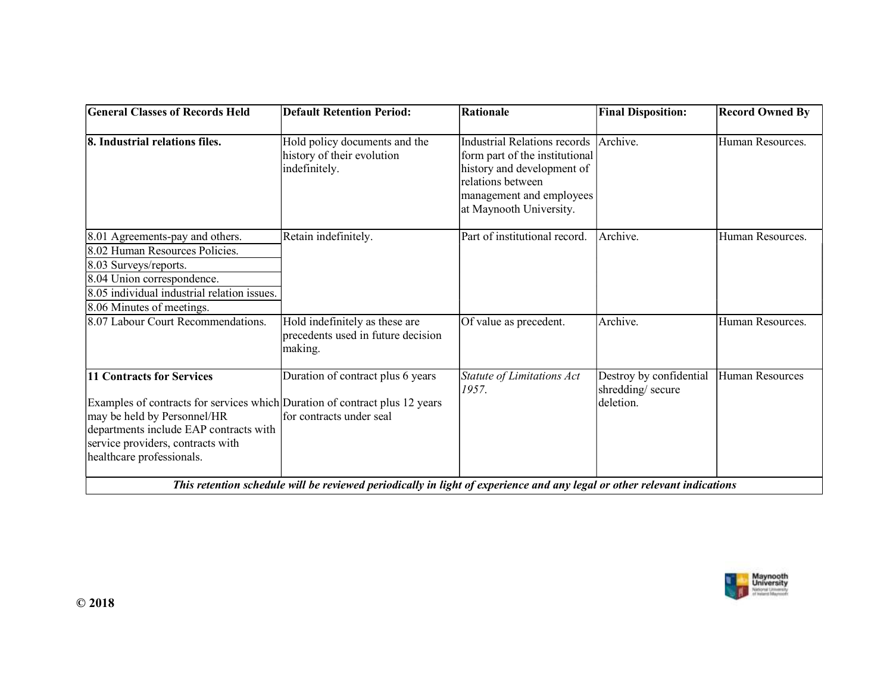| General Classes of Records Held | Default Retention Period: | Rationale | Final Disposition: | Record Owned By |
|---|---|---|---|---|
| **8. Industrial relations files.** | Hold policy documents and the history of their evolution indefinitely. | Industrial Relations records form part of the institutional history and development of relations between management and employees at Maynooth University. | Archive. | Human Resources. |
| 8.01 Agreements-pay and others.<br>8.02 Human Resources Policies.<br>8.03 Surveys/reports.<br>8.04 Union correspondence.<br>8.05 individual industrial relation issues.<br>8.06 Minutes of meetings. | Retain indefinitely. | Part of institutional record. | Archive. | Human Resources. |
| 8.07 Labour Court Recommendations. | Hold indefinitely as these are precedents used in future decision making. | Of value as precedent. | Archive. | Human Resources. |
| **11 Contracts for Services**<br><br>Examples of contracts for services which may be held by Personnel/HR departments include EAP contracts with service providers, contracts with healthcare professionals. | Duration of contract plus 6 years<br><br>Duration of contract plus 12 years for contracts under seal | *Statute of Limitations Act 1957*. | Destroy by confidential shredding/ secure deletion. | Human Resources |

***This retention schedule will be reviewed periodically in light of experience and any legal or other relevant indications***

**© 2018**